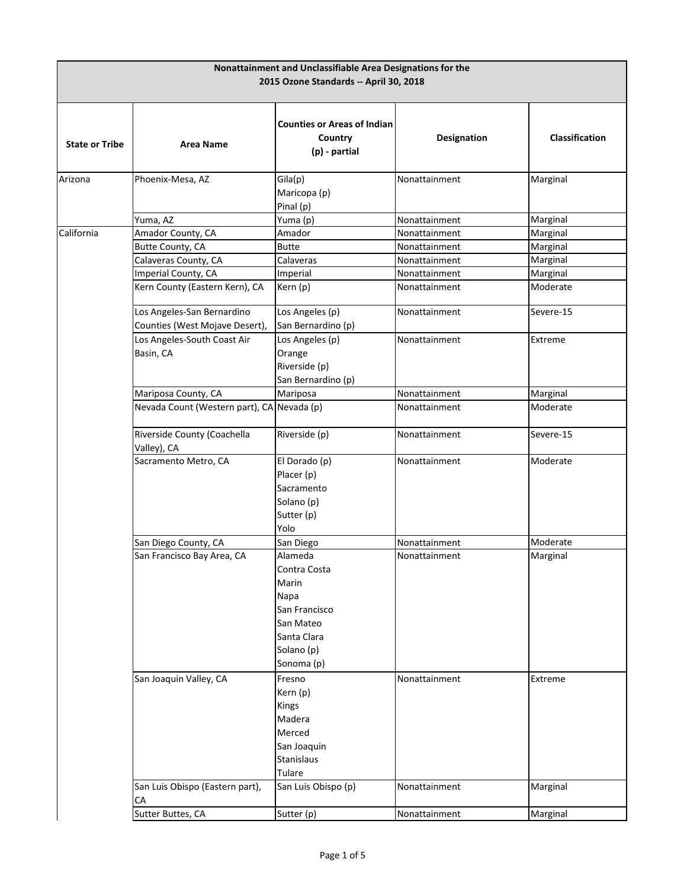| Nonattainment and Unclassifiable Area Designations for the 2015 Ozone Standards -- April 30, 2018 | | | | |
|---|---|---|---|---|
| **State or Tribe** | **Area Name** | **Counties or Areas of Indian Country (p) - partial** | **Designation** | **Classification** |
| Arizona | Phoenix-Mesa, AZ | Gila(p)<br>Maricopa (p)<br>Pinal (p) | Nonattainment | Marginal |
| | Yuma, AZ | Yuma (p) | Nonattainment | Marginal |
| California | Amador County, CA | Amador | Nonattainment | Marginal |
| | Butte County, CA | Butte | Nonattainment | Marginal |
| | Calaveras County, CA | Calaveras | Nonattainment | Marginal |
| | Imperial County, CA | Imperial | Nonattainment | Marginal |
| | Kern County (Eastern Kern), CA | Kern (p) | Nonattainment | Moderate |
| | Los Angeles-San Bernardino Counties (West Mojave Desert), | Los Angeles (p)<br>San Bernardino (p) | Nonattainment | Severe-15 |
| | Los Angeles-South Coast Air Basin, CA | Los Angeles (p)<br>Orange<br>Riverside (p)<br>San Bernardino (p) | Nonattainment | Extreme |
| | Mariposa County, CA | Mariposa | Nonattainment | Marginal |
| | Nevada Count (Western part), CA | Nevada (p) | Nonattainment | Moderate |
| | Riverside County (Coachella Valley), CA | Riverside (p) | Nonattainment | Severe-15 |
| | Sacramento Metro, CA | El Dorado (p)<br>Placer (p)<br>Sacramento<br>Solano (p)<br>Sutter (p)<br>Yolo | Nonattainment | Moderate |
| | San Diego County, CA | San Diego | Nonattainment | Moderate |
| | San Francisco Bay Area, CA | Alameda<br>Contra Costa<br>Marin<br>Napa<br>San Francisco<br>San Mateo<br>Santa Clara<br>Solano (p)<br>Sonoma (p) | Nonattainment | Marginal |
| | San Joaquin Valley, CA | Fresno<br>Kern (p)<br>Kings<br>Madera<br>Merced<br>San Joaquin<br>Stanislaus<br>Tulare | Nonattainment | Extreme |
| | San Luis Obispo (Eastern part), CA | San Luis Obispo (p) | Nonattainment | Marginal |
| | Sutter Buttes, CA | Sutter (p) | Nonattainment | Marginal |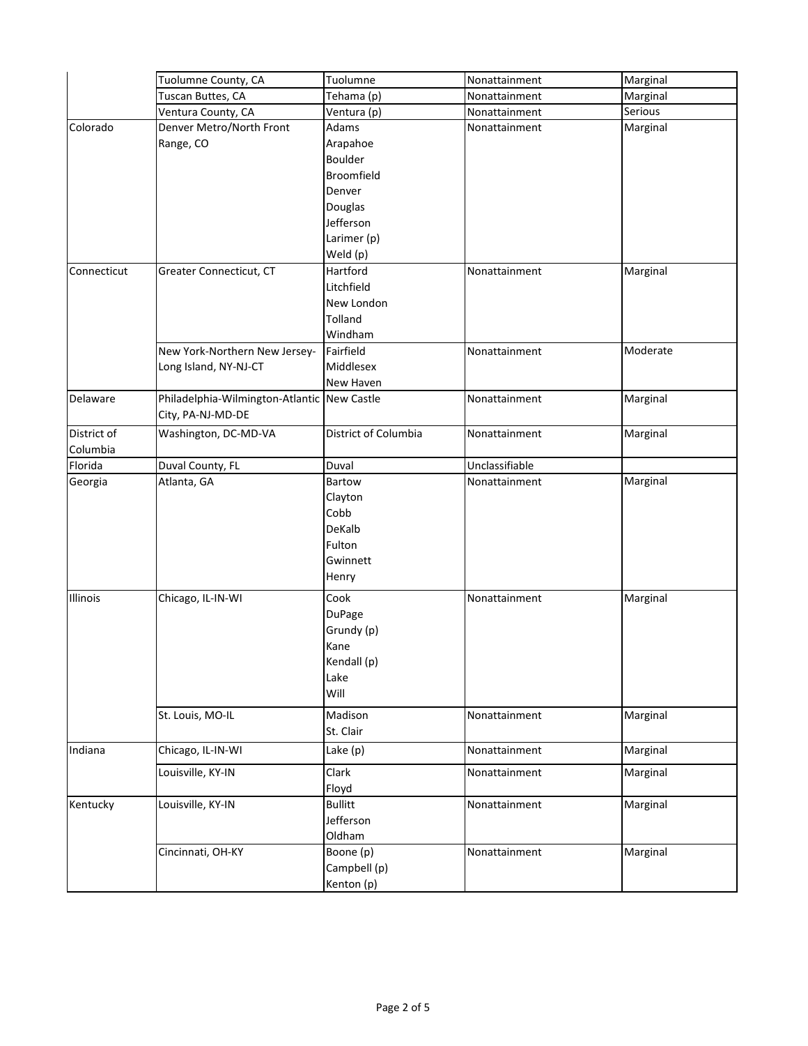| | | | | |
|---|---|---|---|---|
| | Tuolumne County, CA | Tuolumne | Nonattainment | Marginal |
| | Tuscan Buttes, CA | Tehama (p) | Nonattainment | Marginal |
| | Ventura County, CA | Ventura (p) | Nonattainment | Serious |
| Colorado | Denver Metro/North Front Range, CO | Adams<br>Arapahoe<br>Boulder<br>Broomfield<br>Denver<br>Douglas<br>Jefferson<br>Larimer (p)<br>Weld (p) | Nonattainment | Marginal |
| Connecticut | Greater Connecticut, CT | Hartford<br>Litchfield<br>New London<br>Tolland<br>Windham | Nonattainment | Marginal |
| | New York-Northern New Jersey-Long Island, NY-NJ-CT | Fairfield<br>Middlesex<br>New Haven | Nonattainment | Moderate |
| Delaware | Philadelphia-Wilmington-Atlantic City, PA-NJ-MD-DE | New Castle | Nonattainment | Marginal |
| District of Columbia | Washington, DC-MD-VA | District of Columbia | Nonattainment | Marginal |
| Florida | Duval County, FL | Duval | Unclassifiable | |
| Georgia | Atlanta, GA | Bartow<br>Clayton<br>Cobb<br>DeKalb<br>Fulton<br>Gwinnett<br>Henry | Nonattainment | Marginal |
| Illinois | Chicago, IL-IN-WI | Cook<br>DuPage<br>Grundy (p)<br>Kane<br>Kendall (p)<br>Lake<br>Will | Nonattainment | Marginal |
| | St. Louis, MO-IL | Madison<br>St. Clair | Nonattainment | Marginal |
| Indiana | Chicago, IL-IN-WI | Lake (p) | Nonattainment | Marginal |
| | Louisville, KY-IN | Clark<br>Floyd | Nonattainment | Marginal |
| Kentucky | Louisville, KY-IN | Bullitt<br>Jefferson<br>Oldham | Nonattainment | Marginal |
| | Cincinnati, OH-KY | Boone (p)<br>Campbell (p)<br>Kenton (p) | Nonattainment | Marginal |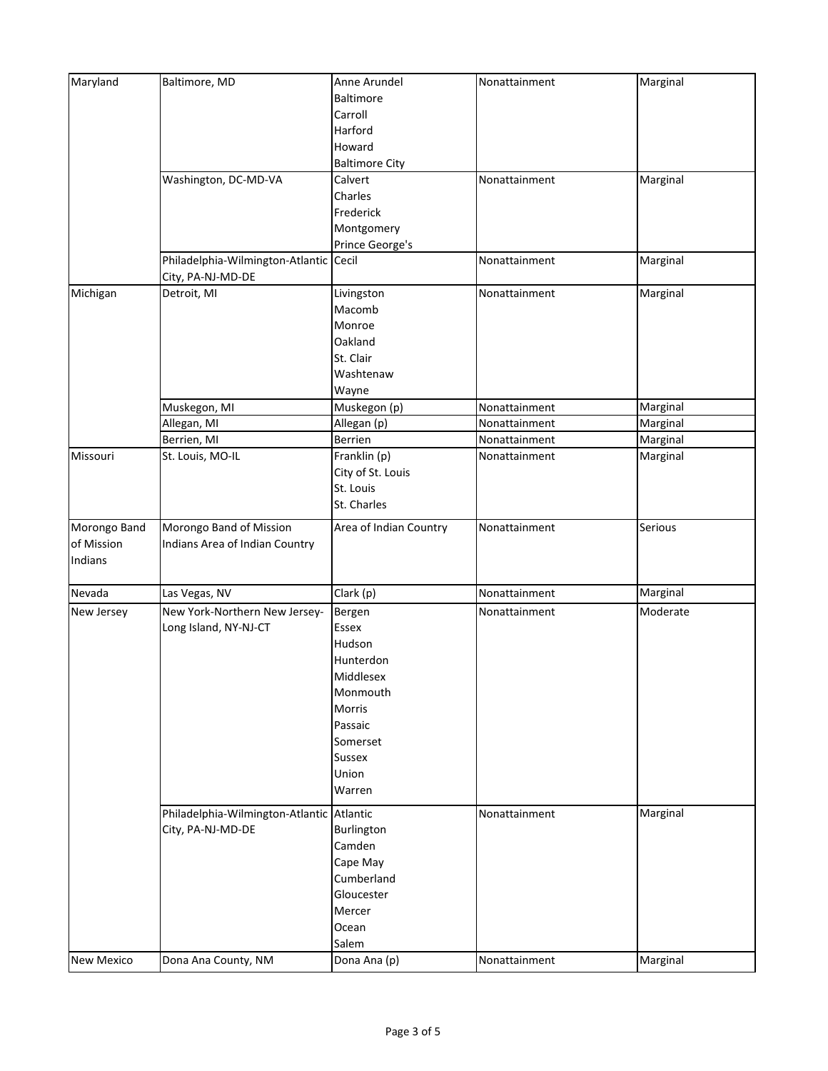| | | | | |
|---|---|---|---|---|
| Maryland | Baltimore, MD | Anne Arundel<br>Baltimore<br>Carroll<br>Harford<br>Howard<br>Baltimore City | Nonattainment | Marginal |
| | Washington, DC-MD-VA | Calvert<br>Charles<br>Frederick<br>Montgomery<br>Prince George's | Nonattainment | Marginal |
| | Philadelphia-Wilmington-Atlantic City, PA-NJ-MD-DE | Cecil | Nonattainment | Marginal |
| Michigan | Detroit, MI | Livingston<br>Macomb<br>Monroe<br>Oakland<br>St. Clair<br>Washtenaw<br>Wayne | Nonattainment | Marginal |
| | Muskegon, MI | Muskegon (p) | Nonattainment | Marginal |
| | Allegan, MI | Allegan (p) | Nonattainment | Marginal |
| | Berrien, MI | Berrien | Nonattainment | Marginal |
| Missouri | St. Louis, MO-IL | Franklin (p)<br>City of St. Louis<br>St. Louis<br>St. Charles | Nonattainment | Marginal |
| Morongo Band of Mission Indians | Morongo Band of Mission Indians Area of Indian Country | Area of Indian Country | Nonattainment | Serious |
| Nevada | Las Vegas, NV | Clark (p) | Nonattainment | Marginal |
| New Jersey | New York-Northern New Jersey-Long Island, NY-NJ-CT | Bergen<br>Essex<br>Hudson<br>Hunterdon<br>Middlesex<br>Monmouth<br>Morris<br>Passaic<br>Somerset<br>Sussex<br>Union<br>Warren | Nonattainment | Moderate |
| | Philadelphia-Wilmington-Atlantic City, PA-NJ-MD-DE | Atlantic<br>Burlington<br>Camden<br>Cape May<br>Cumberland<br>Gloucester<br>Mercer<br>Ocean<br>Salem | Nonattainment | Marginal |
| New Mexico | Dona Ana County, NM | Dona Ana (p) | Nonattainment | Marginal |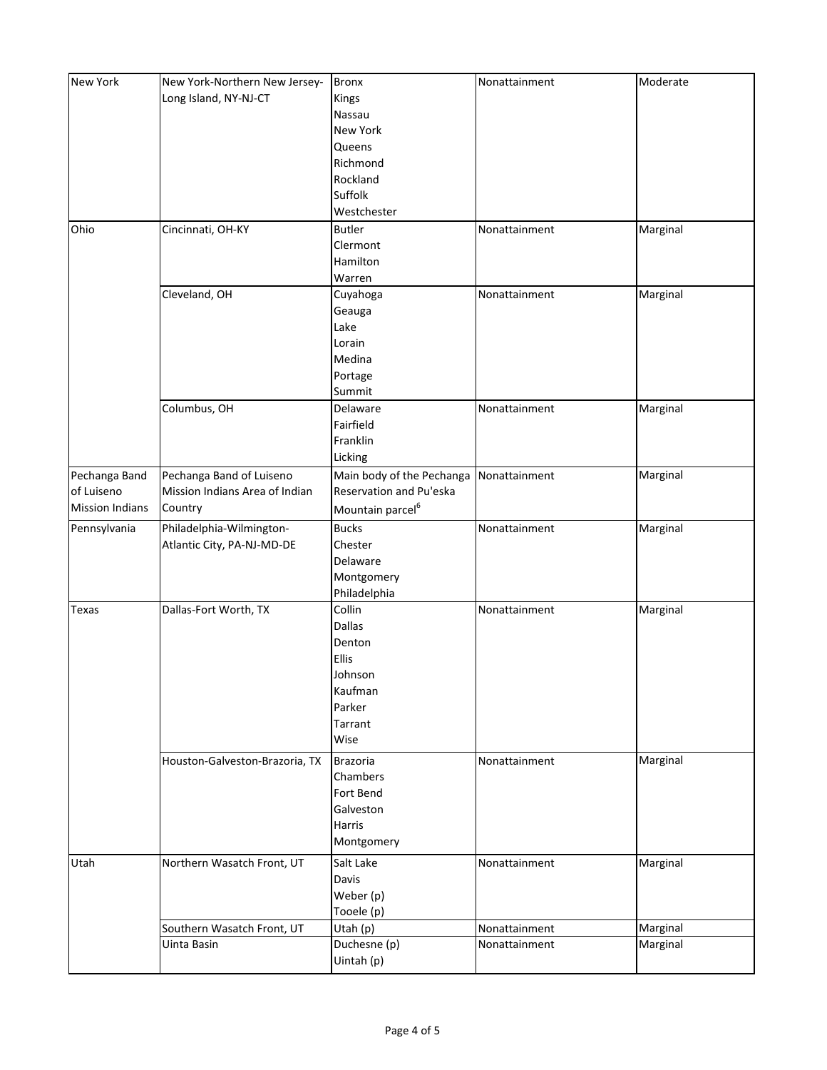| New York | New York-Northern New Jersey-Long Island, NY-NJ-CT | Bronx<br>Kings<br>Nassau<br>New York<br>Queens<br>Richmond<br>Rockland<br>Suffolk<br>Westchester | Nonattainment | Moderate |
|---|---|---|---|---|
| Ohio | Cincinnati, OH-KY | Butler<br>Clermont<br>Hamilton<br>Warren | Nonattainment | Marginal |
| | Cleveland, OH | Cuyahoga<br>Geauga<br>Lake<br>Lorain<br>Medina<br>Portage<br>Summit | Nonattainment | Marginal |
| | Columbus, OH | Delaware<br>Fairfield<br>Franklin<br>Licking | Nonattainment | Marginal |
| Pechanga Band of Luiseno Mission Indians | Pechanga Band of Luiseno Mission Indians Area of Indian Country | Main body of the Pechanga Reservation and Pu'eska Mountain parcel[6] | Nonattainment | Marginal |
| Pennsylvania | Philadelphia-Wilmington-Atlantic City, PA-NJ-MD-DE | Bucks<br>Chester<br>Delaware<br>Montgomery<br>Philadelphia | Nonattainment | Marginal |
| Texas | Dallas-Fort Worth, TX | Collin<br>Dallas<br>Denton<br>Ellis<br>Johnson<br>Kaufman<br>Parker<br>Tarrant<br>Wise | Nonattainment | Marginal |
| | Houston-Galveston-Brazoria, TX | Brazoria<br>Chambers<br>Fort Bend<br>Galveston<br>Harris<br>Montgomery | Nonattainment | Marginal |
| Utah | Northern Wasatch Front, UT | Salt Lake<br>Davis<br>Weber (p)<br>Tooele (p) | Nonattainment | Marginal |
| | Southern Wasatch Front, UT | Utah (p) | Nonattainment | Marginal |
| | Uinta Basin | Duchesne (p)<br>Uintah (p) | Nonattainment | Marginal |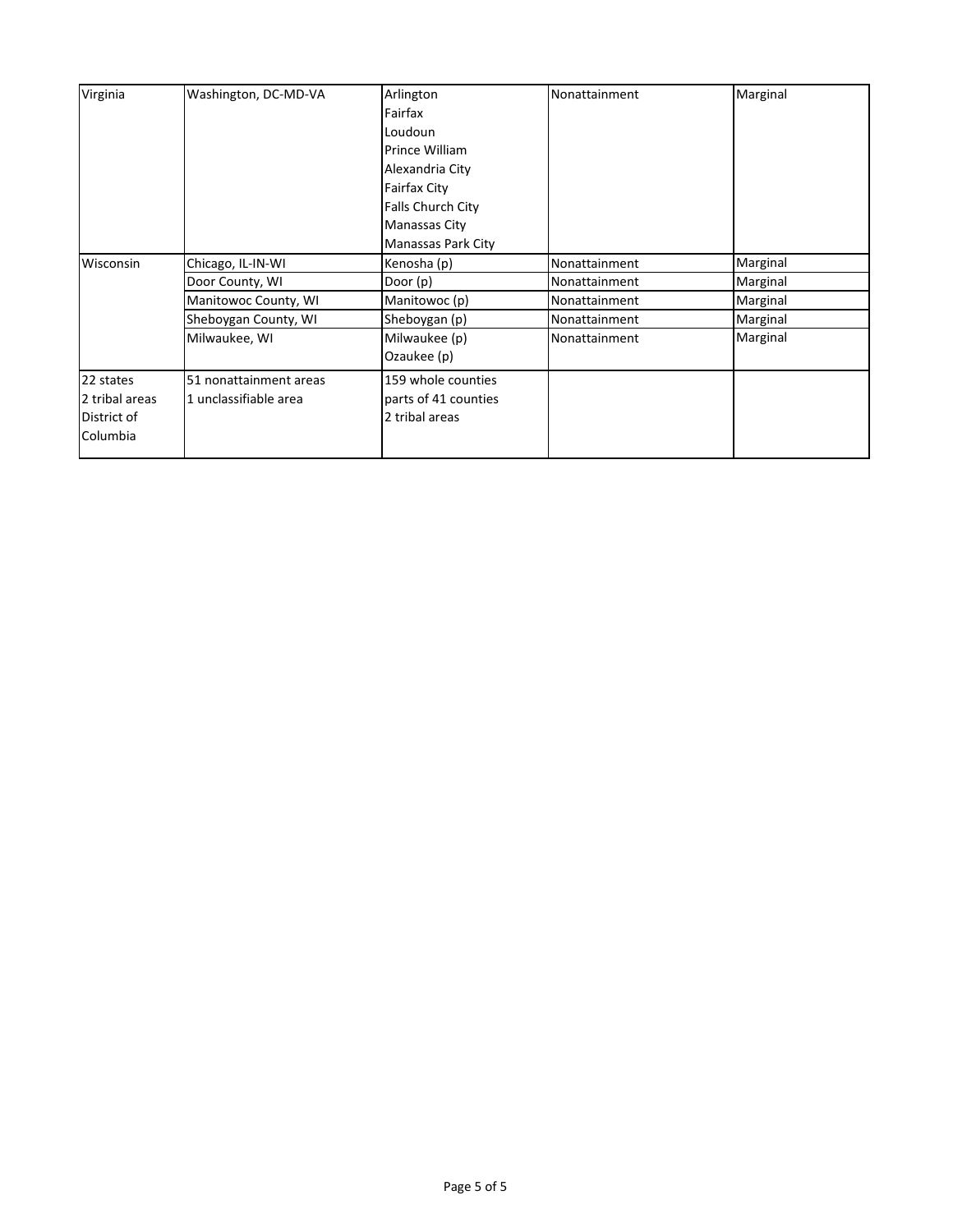| | | | | |
|---|---|---|---|---|
| Virginia | Washington, DC-MD-VA | Arlington<br>Fairfax<br>Loudoun<br>Prince William<br>Alexandria City<br>Fairfax City<br>Falls Church City<br>Manassas City<br>Manassas Park City | Nonattainment | Marginal |
| Wisconsin | Chicago, IL-IN-WI | Kenosha (p) | Nonattainment | Marginal |
| | Door County, WI | Door (p) | Nonattainment | Marginal |
| | Manitowoc County, WI | Manitowoc (p) | Nonattainment | Marginal |
| | Sheboygan County, WI | Sheboygan (p) | Nonattainment | Marginal |
| | Milwaukee, WI | Milwaukee (p)<br>Ozaukee (p) | Nonattainment | Marginal |
| 22 states<br>2 tribal areas<br>District of Columbia | 51 nonattainment areas<br>1 unclassifiable area | 159 whole counties<br>parts of 41 counties<br>2 tribal areas | | |